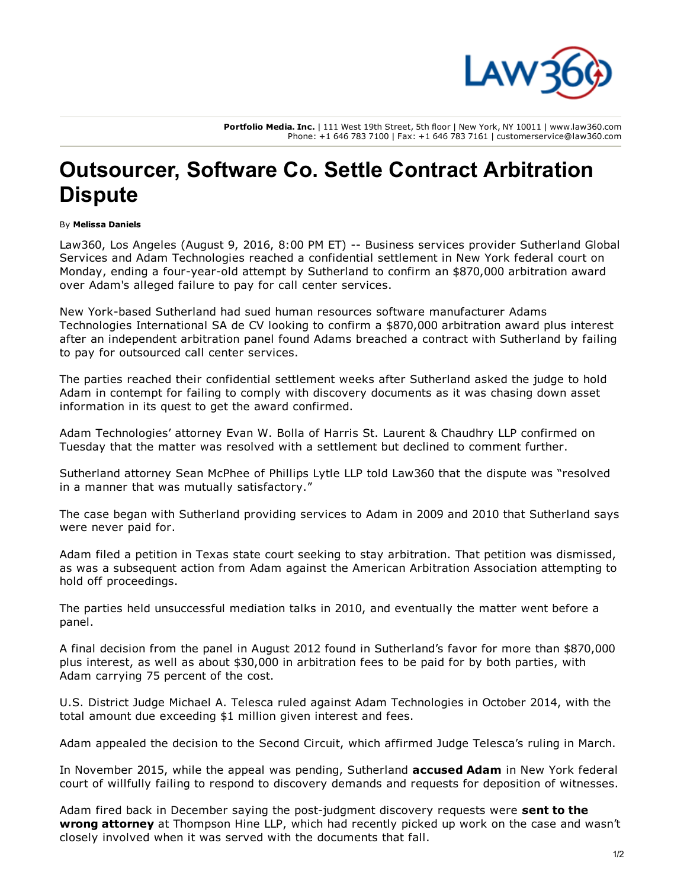Portfolio Media. Inc. | 111 West 19th Street, 5th floor | New York, NY 10011 | www.law360.com
Phone: +1 646 783 7100 | Fax: +1 646 783 7161 | customerservice@law360.com

# Outsourcer, Software Co. Settle Contract Arbitration Dispute

By **Melissa Daniels**

Law360, Los Angeles (August 9, 2016, 8:00 PM ET) -- Business services provider Sutherland Global Services and Adam Technologies reached a confidential settlement in New York federal court on Monday, ending a four-year-old attempt by Sutherland to confirm an $870,000 arbitration award over Adam's alleged failure to pay for call center services.

New York-based Sutherland had sued human resources software manufacturer Adams Technologies International SA de CV looking to confirm a $870,000 arbitration award plus interest after an independent arbitration panel found Adams breached a contract with Sutherland by failing to pay for outsourced call center services.

The parties reached their confidential settlement weeks after Sutherland asked the judge to hold Adam in contempt for failing to comply with discovery documents as it was chasing down asset information in its quest to get the award confirmed.

Adam Technologies' attorney Evan W. Bolla of Harris St. Laurent & Chaudhry LLP confirmed on Tuesday that the matter was resolved with a settlement but declined to comment further.

Sutherland attorney Sean McPhee of Phillips Lytle LLP told Law360 that the dispute was "resolved in a manner that was mutually satisfactory."

The case began with Sutherland providing services to Adam in 2009 and 2010 that Sutherland says were never paid for.

Adam filed a petition in Texas state court seeking to stay arbitration. That petition was dismissed, as was a subsequent action from Adam against the American Arbitration Association attempting to hold off proceedings.

The parties held unsuccessful mediation talks in 2010, and eventually the matter went before a panel.

A final decision from the panel in August 2012 found in Sutherland's favor for more than $870,000 plus interest, as well as about $30,000 in arbitration fees to be paid for by both parties, with Adam carrying 75 percent of the cost.

U.S. District Judge Michael A. Telesca ruled against Adam Technologies in October 2014, with the total amount due exceeding $1 million given interest and fees.

Adam appealed the decision to the Second Circuit, which affirmed Judge Telesca's ruling in March.

In November 2015, while the appeal was pending, Sutherland **accused Adam** in New York federal court of willfully failing to respond to discovery demands and requests for deposition of witnesses.

Adam fired back in December saying the post-judgment discovery requests were **sent to the wrong attorney** at Thompson Hine LLP, which had recently picked up work on the case and wasn't closely involved when it was served with the documents that fall.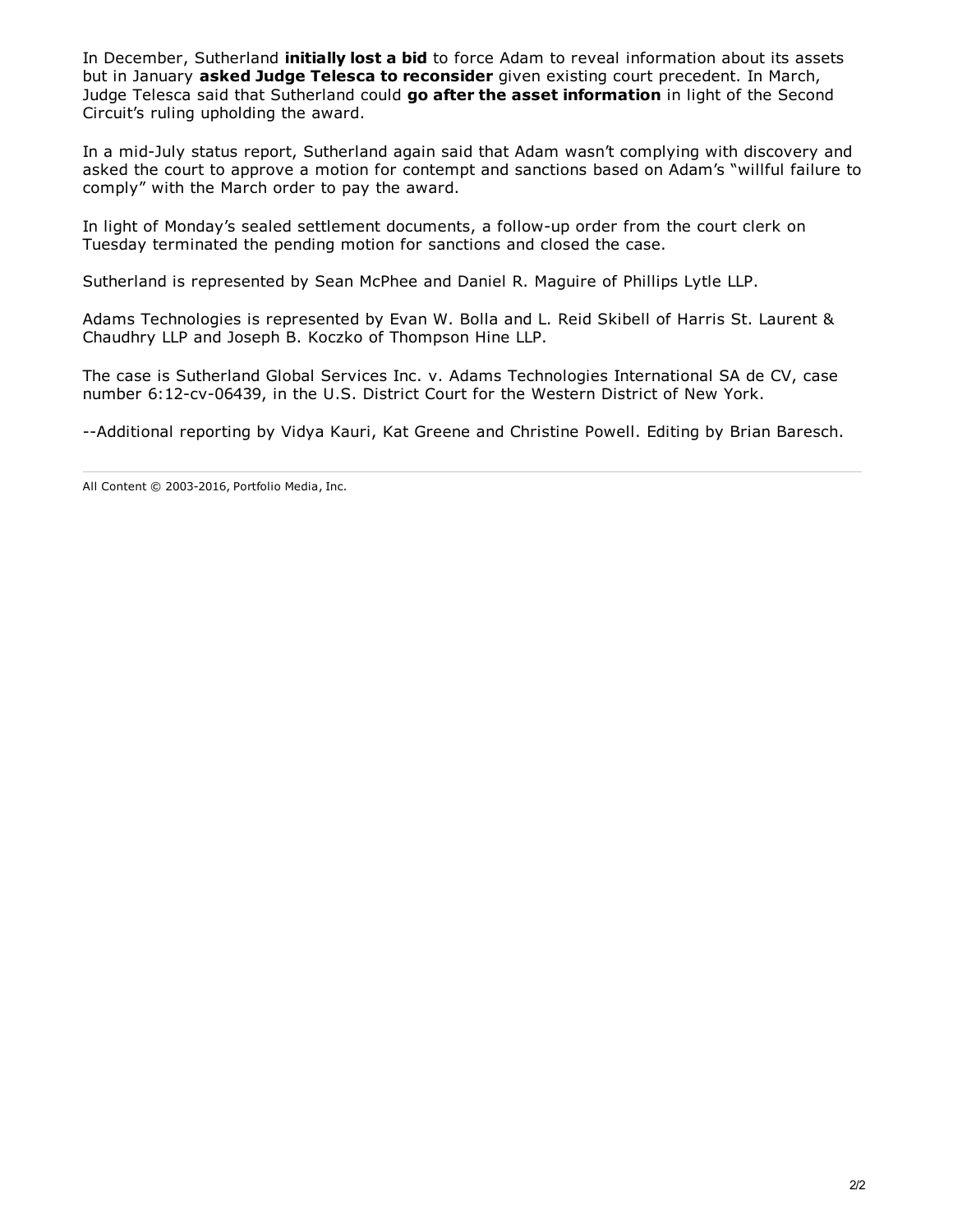In December, Sutherland **initially lost a bid** to force Adam to reveal information about its assets but in January **asked Judge Telesca to reconsider** given existing court precedent. In March, Judge Telesca said that Sutherland could **go after the asset information** in light of the Second Circuit's ruling upholding the award.

In a mid-July status report, Sutherland again said that Adam wasn't complying with discovery and asked the court to approve a motion for contempt and sanctions based on Adam's "willful failure to comply" with the March order to pay the award.

In light of Monday's sealed settlement documents, a follow-up order from the court clerk on Tuesday terminated the pending motion for sanctions and closed the case.

Sutherland is represented by Sean McPhee and Daniel R. Maguire of Phillips Lytle LLP.

Adams Technologies is represented by Evan W. Bolla and L. Reid Skibell of Harris St. Laurent & Chaudhry LLP and Joseph B. Koczko of Thompson Hine LLP.

The case is Sutherland Global Services Inc. v. Adams Technologies International SA de CV, case number 6:12-cv-06439, in the U.S. District Court for the Western District of New York.

--Additional reporting by Vidya Kauri, Kat Greene and Christine Powell. Editing by Brian Baresch.

All Content © 2003-2016, Portfolio Media, Inc.